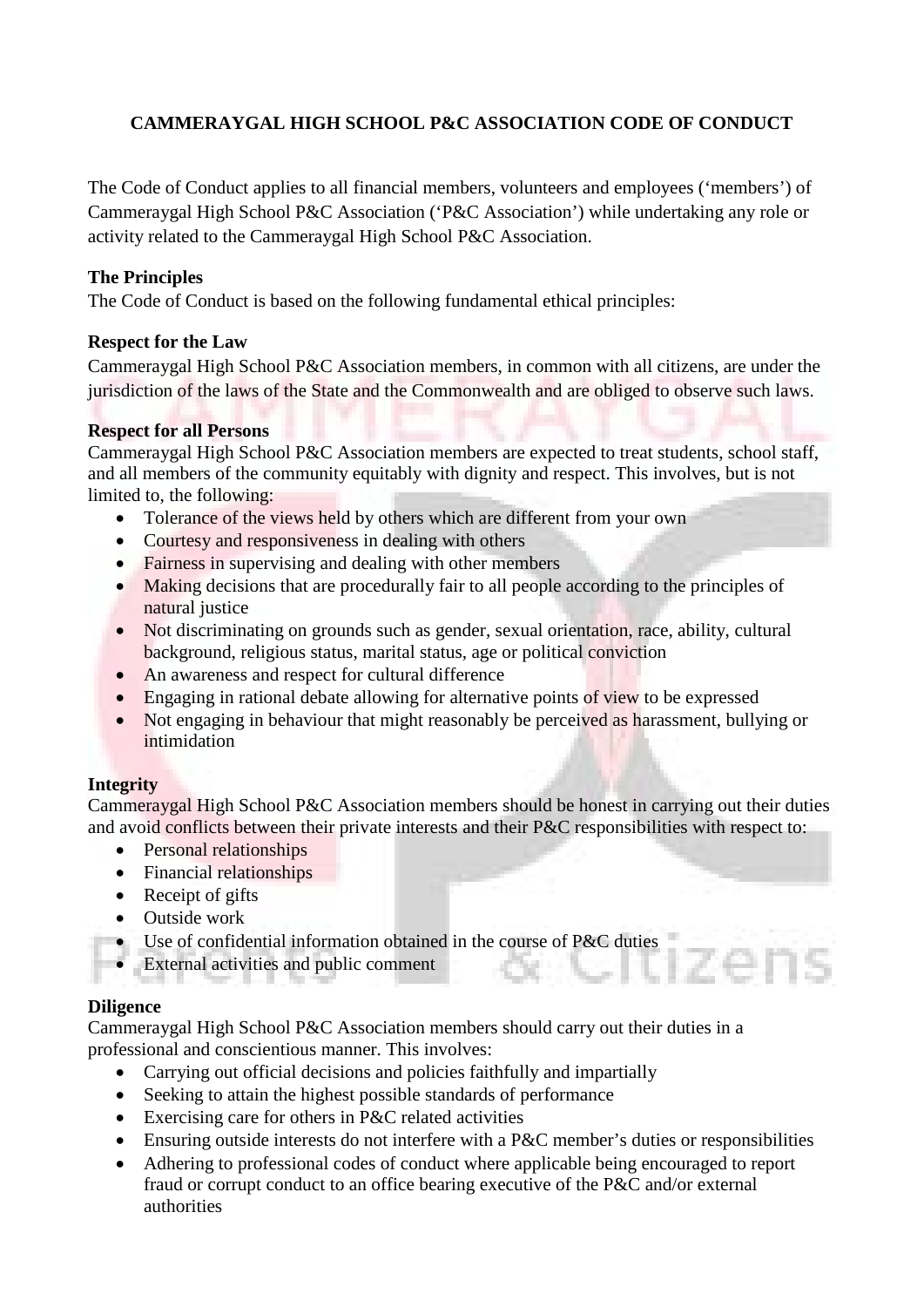# CAMMERAYGAL HIGH SCHOOL P&C ASSOCIATION CODE OF CONDUCT

The Code of Conduct applies to all financial members, volunteers and employees ('members') of Cammeraygal High School P&C Association ('P&C Association') while undertaking any role or activity related to the Cammeraygal High School P&C Association.

**The Principles**

The Code of Conduct is based on the following fundamental ethical principles:

**Respect for the Law**

Cammeraygal High School P&C Association members, in common with all citizens, are under the jurisdiction of the laws of the State and the Commonwealth and are obliged to observe such laws.

**Respect for all Persons**

Cammeraygal High School P&C Association members are expected to treat students, school staff, and all members of the community equitably with dignity and respect. This involves, but is not limited to, the following:

- Tolerance of the views held by others which are different from your own
- Courtesy and responsiveness in dealing with others
- Fairness in supervising and dealing with other members
- Making decisions that are procedurally fair to all people according to the principles of natural justice
- Not discriminating on grounds such as gender, sexual orientation, race, ability, cultural background, religious status, marital status, age or political conviction
- An awareness and respect for cultural difference
- Engaging in rational debate allowing for alternative points of view to be expressed
- Not engaging in behaviour that might reasonably be perceived as harassment, bullying or intimidation

**Integrity**

Cammeraygal High School P&C Association members should be honest in carrying out their duties and avoid conflicts between their private interests and their P&C responsibilities with respect to:

- Personal relationships
- Financial relationships
- Receipt of gifts
- Outside work
- Use of confidential information obtained in the course of P&C duties
- External activities and public comment

**Diligence**

Cammeraygal High School P&C Association members should carry out their duties in a professional and conscientious manner. This involves:

- Carrying out official decisions and policies faithfully and impartially
- Seeking to attain the highest possible standards of performance
- Exercising care for others in P&C related activities
- Ensuring outside interests do not interfere with a P&C member's duties or responsibilities
- Adhering to professional codes of conduct where applicable being encouraged to report fraud or corrupt conduct to an office bearing executive of the P&C and/or external authorities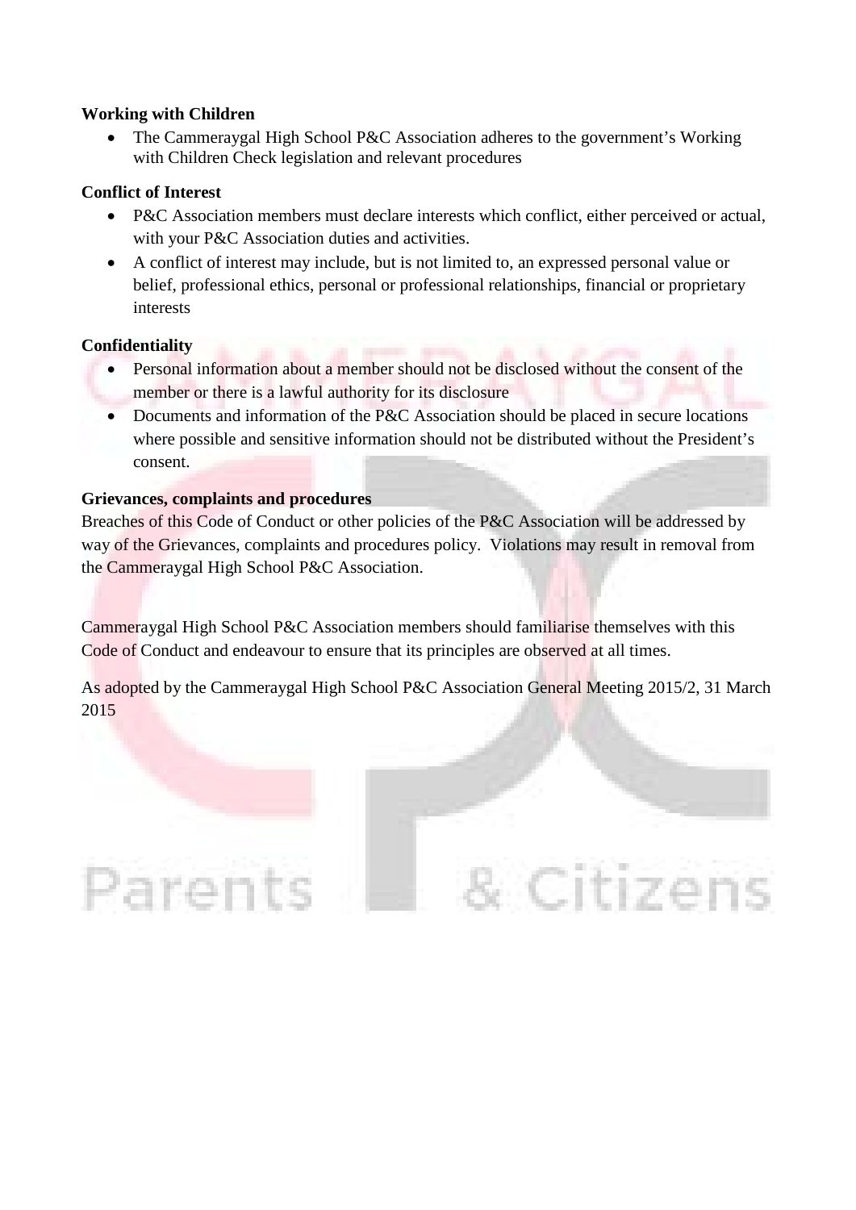**Working with Children**

- The Cammeraygal High School P&C Association adheres to the government's Working with Children Check legislation and relevant procedures

**Conflict of Interest**

- P&C Association members must declare interests which conflict, either perceived or actual, with your P&C Association duties and activities.
- A conflict of interest may include, but is not limited to, an expressed personal value or belief, professional ethics, personal or professional relationships, financial or proprietary interests

**Confidentiality**

- Personal information about a member should not be disclosed without the consent of the member or there is a lawful authority for its disclosure
- Documents and information of the P&C Association should be placed in secure locations where possible and sensitive information should not be distributed without the President's consent.

**Grievances, complaints and procedures**

Breaches of this Code of Conduct or other policies of the P&C Association will be addressed by way of the Grievances, complaints and procedures policy. Violations may result in removal from the Cammeraygal High School P&C Association.

Cammeraygal High School P&C Association members should familiarise themselves with this Code of Conduct and endeavour to ensure that its principles are observed at all times.

As adopted by the Cammeraygal High School P&C Association General Meeting 2015/2, 31 March 2015